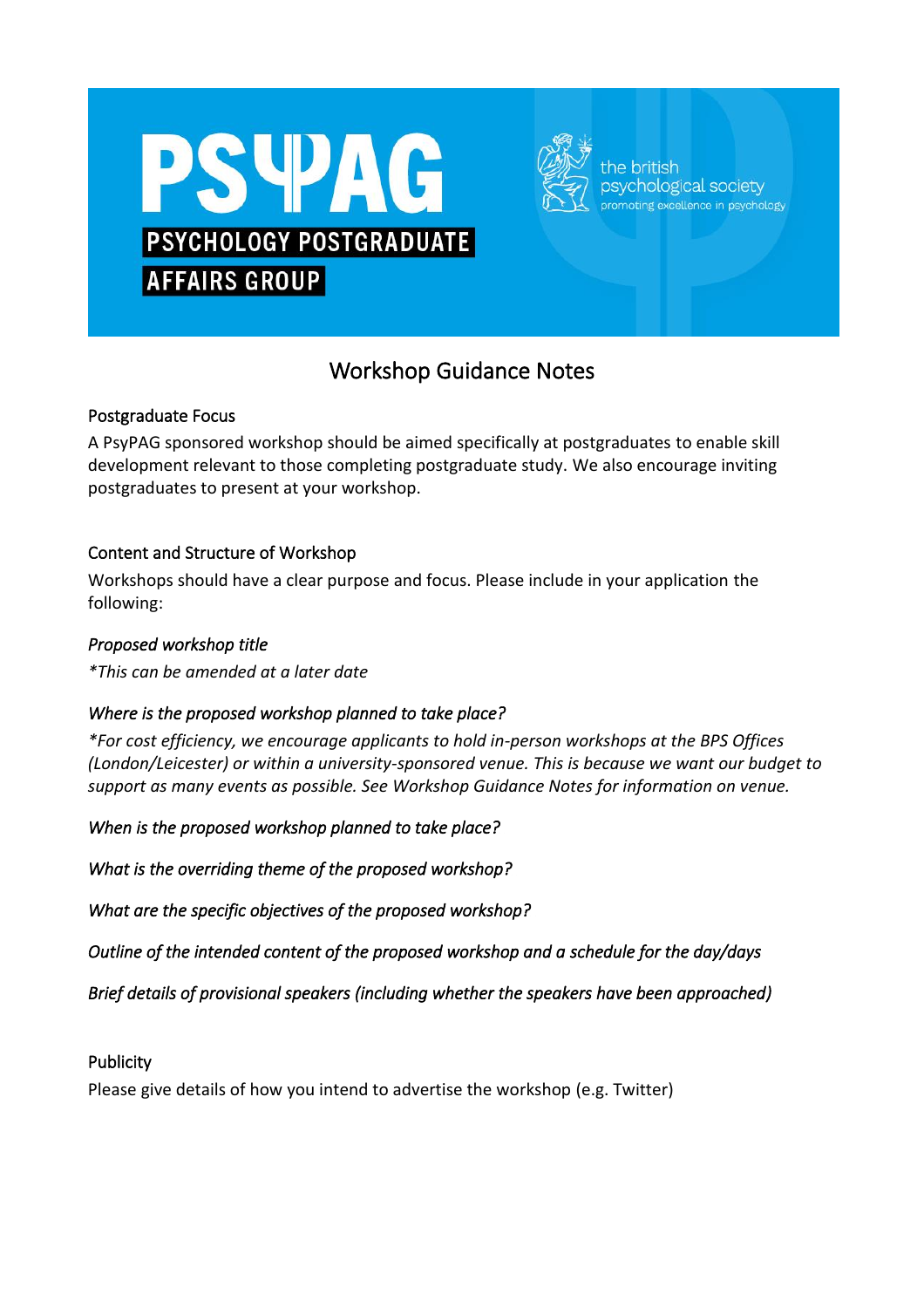# PSYPAG

**PSYCHOLOGY POSTGRADUATE AFFAIRS GROUP**

the british psychological society
promoting excellence in psychology

## Workshop Guidance Notes

### Postgraduate Focus

A PsyPAG sponsored workshop should be aimed specifically at postgraduates to enable skill development relevant to those completing postgraduate study. We also encourage inviting postgraduates to present at your workshop.

### Content and Structure of Workshop

Workshops should have a clear purpose and focus. Please include in your application the following:

*Proposed workshop title*

*\*This can be amended at a later date*

*Where is the proposed workshop planned to take place?*

*\*For cost efficiency, we encourage applicants to hold in-person workshops at the BPS Offices (London/Leicester) or within a university-sponsored venue. This is because we want our budget to support as many events as possible. See Workshop Guidance Notes for information on venue.*

*When is the proposed workshop planned to take place?*

*What is the overriding theme of the proposed workshop?*

*What are the specific objectives of the proposed workshop?*

*Outline of the intended content of the proposed workshop and a schedule for the day/days*

*Brief details of provisional speakers (including whether the speakers have been approached)*

### Publicity

Please give details of how you intend to advertise the workshop (e.g. Twitter)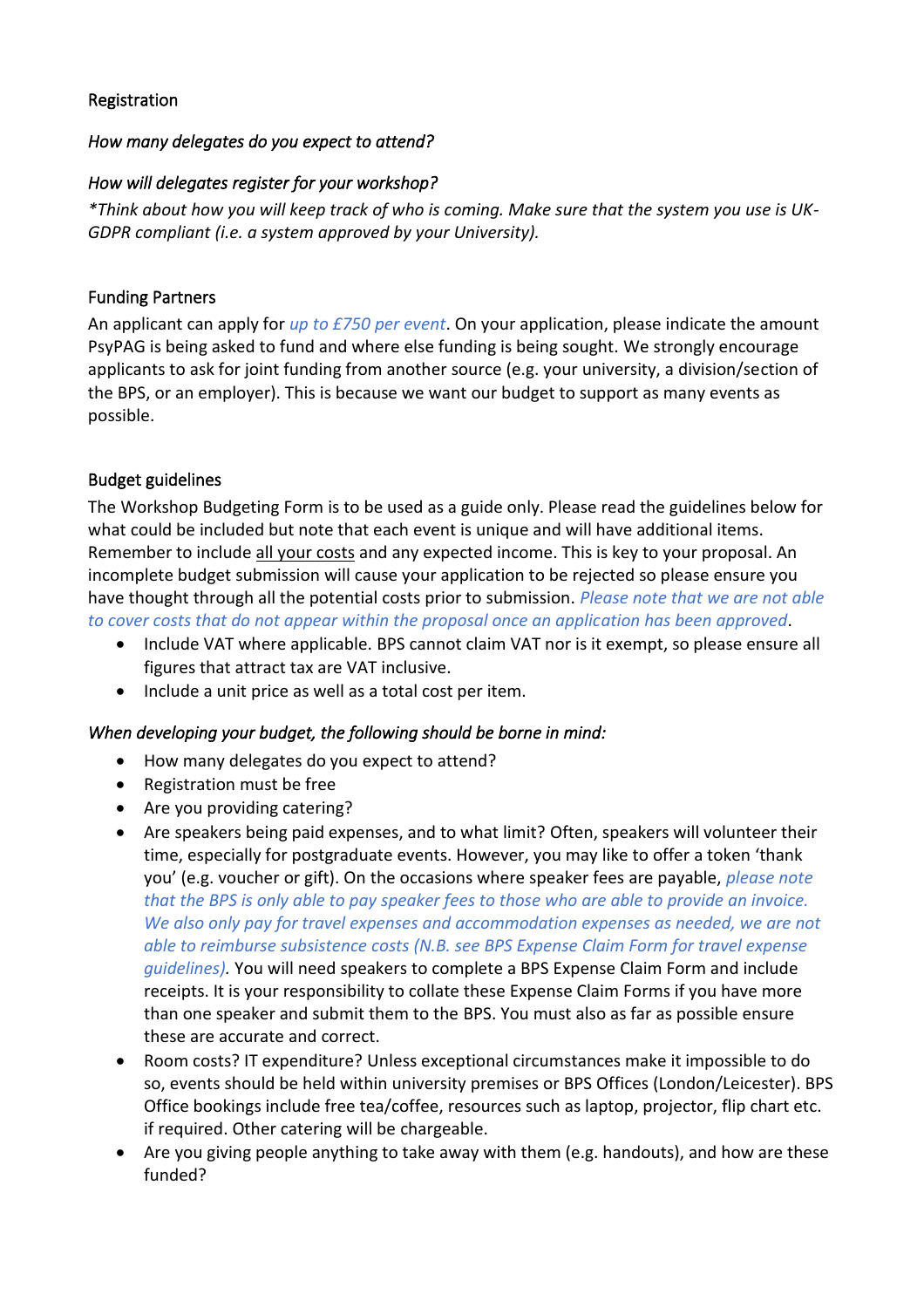Registration

*How many delegates do you expect to attend?*

*How will delegates register for your workshop?*

*\*Think about how you will keep track of who is coming. Make sure that the system you use is UK-GDPR compliant (i.e. a system approved by your University).*

Funding Partners

An applicant can apply for *up to £750 per event*. On your application, please indicate the amount PsyPAG is being asked to fund and where else funding is being sought. We strongly encourage applicants to ask for joint funding from another source (e.g. your university, a division/section of the BPS, or an employer). This is because we want our budget to support as many events as possible.

Budget guidelines

The Workshop Budgeting Form is to be used as a guide only. Please read the guidelines below for what could be included but note that each event is unique and will have additional items. Remember to include <u>all your costs</u> and any expected income. This is key to your proposal. An incomplete budget submission will cause your application to be rejected so please ensure you have thought through all the potential costs prior to submission. *Please note that we are not able to cover costs that do not appear within the proposal once an application has been approved*.

- Include VAT where applicable. BPS cannot claim VAT nor is it exempt, so please ensure all figures that attract tax are VAT inclusive.
- Include a unit price as well as a total cost per item.

*When developing your budget, the following should be borne in mind:*

- How many delegates do you expect to attend?
- Registration must be free
- Are you providing catering?
- Are speakers being paid expenses, and to what limit? Often, speakers will volunteer their time, especially for postgraduate events. However, you may like to offer a token 'thank you' (e.g. voucher or gift). On the occasions where speaker fees are payable, *please note that the BPS is only able to pay speaker fees to those who are able to provide an invoice. We also only pay for travel expenses and accommodation expenses as needed, we are not able to reimburse subsistence costs (N.B. see BPS Expense Claim Form for travel expense guidelines)*. You will need speakers to complete a BPS Expense Claim Form and include receipts. It is your responsibility to collate these Expense Claim Forms if you have more than one speaker and submit them to the BPS. You must also as far as possible ensure these are accurate and correct.
- Room costs? IT expenditure? Unless exceptional circumstances make it impossible to do so, events should be held within university premises or BPS Offices (London/Leicester). BPS Office bookings include free tea/coffee, resources such as laptop, projector, flip chart etc. if required. Other catering will be chargeable.
- Are you giving people anything to take away with them (e.g. handouts), and how are these funded?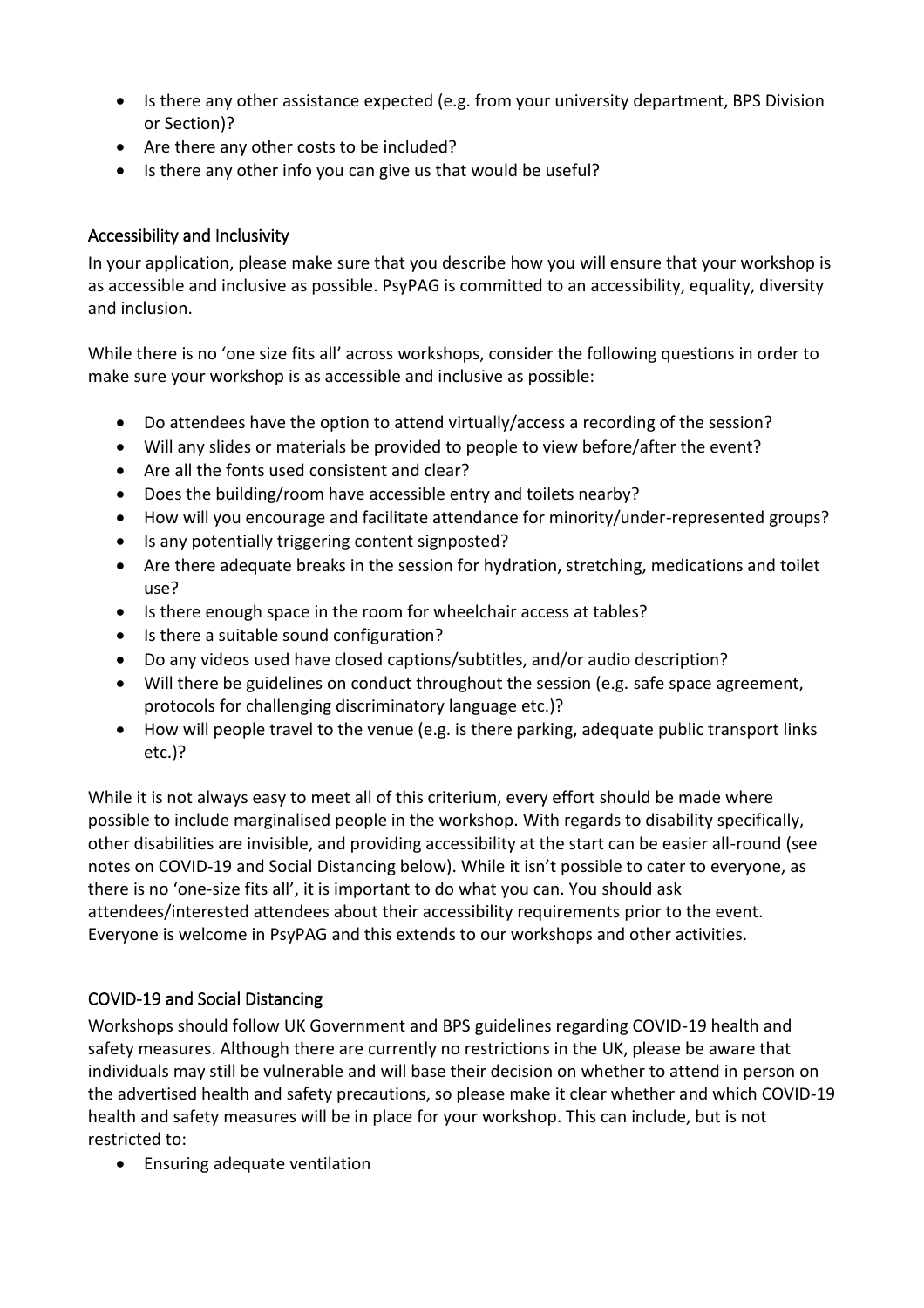- Is there any other assistance expected (e.g. from your university department, BPS Division or Section)?
- Are there any other costs to be included?
- Is there any other info you can give us that would be useful?

## Accessibility and Inclusivity

In your application, please make sure that you describe how you will ensure that your workshop is as accessible and inclusive as possible. PsyPAG is committed to an accessibility, equality, diversity and inclusion.

While there is no 'one size fits all' across workshops, consider the following questions in order to make sure your workshop is as accessible and inclusive as possible:

- Do attendees have the option to attend virtually/access a recording of the session?
- Will any slides or materials be provided to people to view before/after the event?
- Are all the fonts used consistent and clear?
- Does the building/room have accessible entry and toilets nearby?
- How will you encourage and facilitate attendance for minority/under-represented groups?
- Is any potentially triggering content signposted?
- Are there adequate breaks in the session for hydration, stretching, medications and toilet use?
- Is there enough space in the room for wheelchair access at tables?
- Is there a suitable sound configuration?
- Do any videos used have closed captions/subtitles, and/or audio description?
- Will there be guidelines on conduct throughout the session (e.g. safe space agreement, protocols for challenging discriminatory language etc.)?
- How will people travel to the venue (e.g. is there parking, adequate public transport links etc.)?

While it is not always easy to meet all of this criterium, every effort should be made where possible to include marginalised people in the workshop. With regards to disability specifically, other disabilities are invisible, and providing accessibility at the start can be easier all-round (see notes on COVID-19 and Social Distancing below). While it isn't possible to cater to everyone, as there is no 'one-size fits all', it is important to do what you can. You should ask attendees/interested attendees about their accessibility requirements prior to the event. Everyone is welcome in PsyPAG and this extends to our workshops and other activities.

## COVID-19 and Social Distancing

Workshops should follow UK Government and BPS guidelines regarding COVID-19 health and safety measures. Although there are currently no restrictions in the UK, please be aware that individuals may still be vulnerable and will base their decision on whether to attend in person on the advertised health and safety precautions, so please make it clear whether and which COVID-19 health and safety measures will be in place for your workshop. This can include, but is not restricted to:

- Ensuring adequate ventilation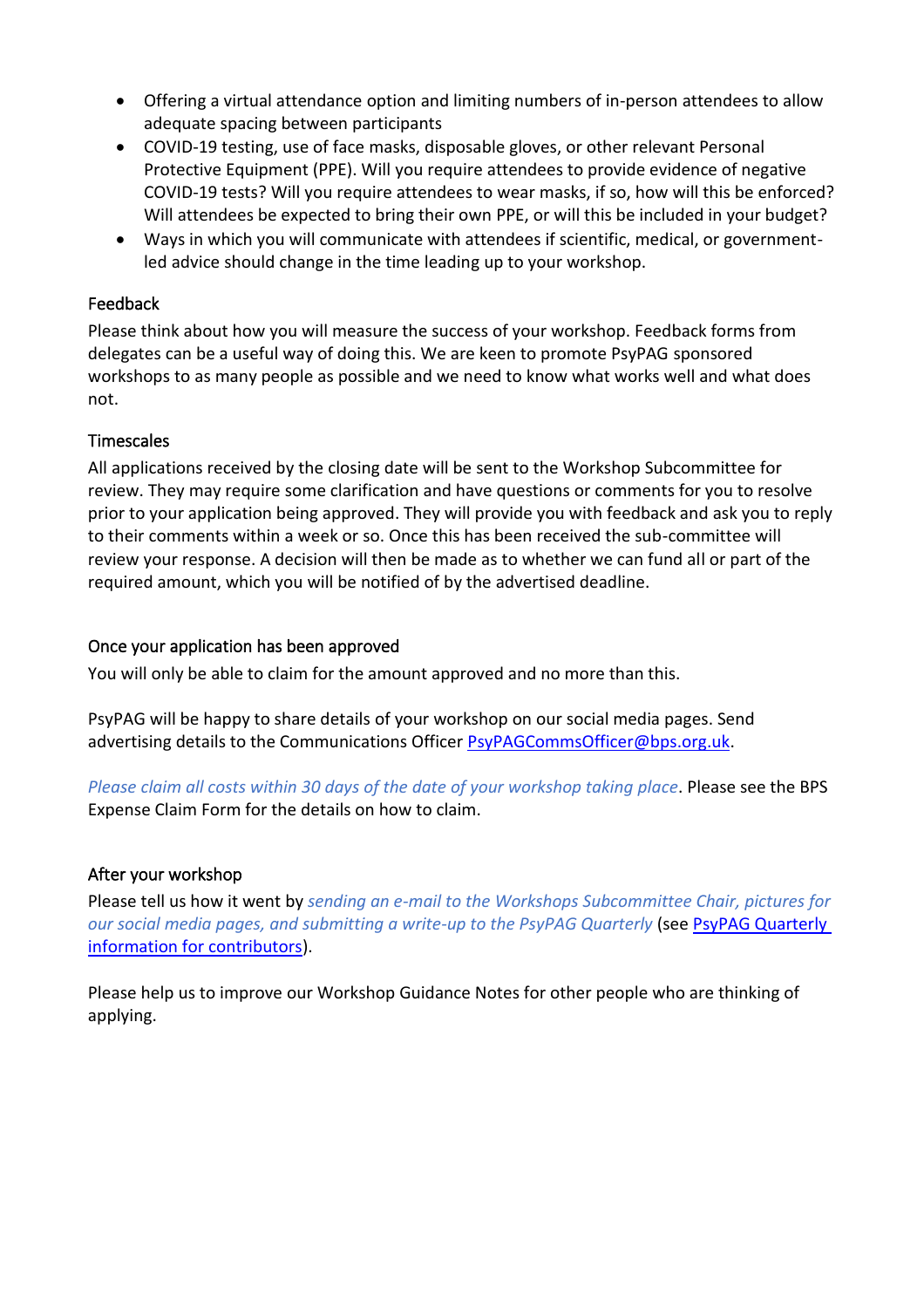- Offering a virtual attendance option and limiting numbers of in-person attendees to allow adequate spacing between participants
- COVID-19 testing, use of face masks, disposable gloves, or other relevant Personal Protective Equipment (PPE). Will you require attendees to provide evidence of negative COVID-19 tests? Will you require attendees to wear masks, if so, how will this be enforced? Will attendees be expected to bring their own PPE, or will this be included in your budget?
- Ways in which you will communicate with attendees if scientific, medical, or government-led advice should change in the time leading up to your workshop.

### Feedback

Please think about how you will measure the success of your workshop. Feedback forms from delegates can be a useful way of doing this. We are keen to promote PsyPAG sponsored workshops to as many people as possible and we need to know what works well and what does not.

### Timescales

All applications received by the closing date will be sent to the Workshop Subcommittee for review. They may require some clarification and have questions or comments for you to resolve prior to your application being approved. They will provide you with feedback and ask you to reply to their comments within a week or so. Once this has been received the sub-committee will review your response. A decision will then be made as to whether we can fund all or part of the required amount, which you will be notified of by the advertised deadline.

### Once your application has been approved

You will only be able to claim for the amount approved and no more than this.

PsyPAG will be happy to share details of your workshop on our social media pages. Send advertising details to the Communications Officer [PsyPAGCommsOfficer@bps.org.uk](mailto:PsyPAGCommsOfficer@bps.org.uk).

*Please claim all costs within 30 days of the date of your workshop taking place*. Please see the BPS Expense Claim Form for the details on how to claim.

### After your workshop

Please tell us how it went by *sending an e-mail to the Workshops Subcommittee Chair, pictures for our social media pages, and submitting a write-up to the PsyPAG Quarterly* (see [PsyPAG Quarterly information for contributors]()).

Please help us to improve our Workshop Guidance Notes for other people who are thinking of applying.